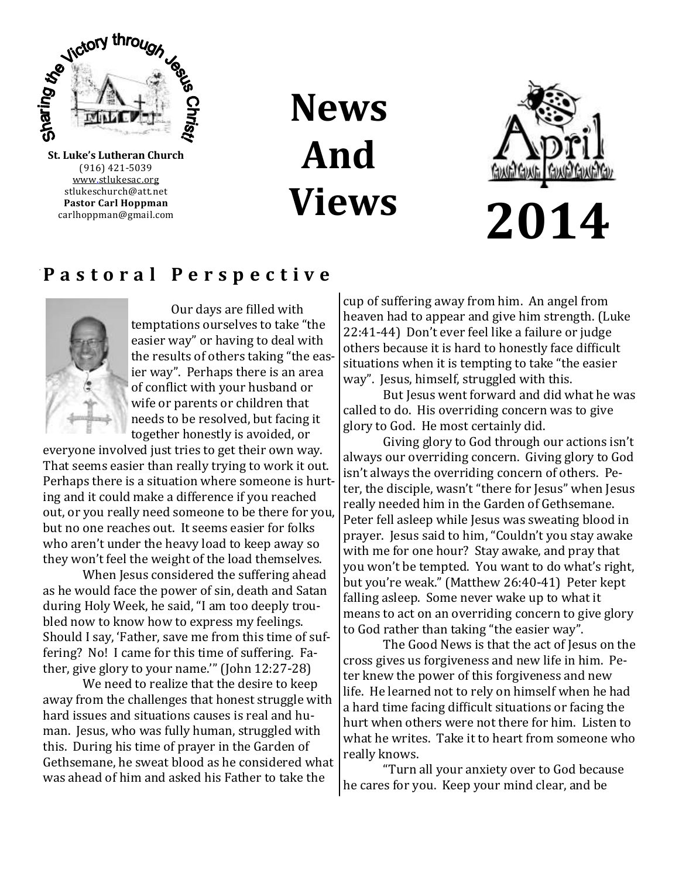St. Luke's Lutheran Church
(916) 421-5039
www.stlukesac.org
stlukeschurch@att.net
**Pastor Carl Hoppman**
carlhoppman@gmail.com

Sharing the Victory through Jesus Christ!

# News And Views

# April 2014

## Pastoral Perspective

Our days are filled with temptations ourselves to take "the easier way" or having to deal with the results of others taking "the easier way". Perhaps there is an area of conflict with your husband or wife or parents or children that needs to be resolved, but facing it together honestly is avoided, or everyone involved just tries to get their own way. That seems easier than really trying to work it out. Perhaps there is a situation where someone is hurting and it could make a difference if you reached out, or you really need someone to be there for you, but no one reaches out. It seems easier for folks who aren't under the heavy load to keep away so they won't feel the weight of the load themselves.

When Jesus considered the suffering ahead as he would face the power of sin, death and Satan during Holy Week, he said, "I am too deeply troubled now to know how to express my feelings. Should I say, 'Father, save me from this time of suffering? No! I came for this time of suffering. Father, give glory to your name.'" (John 12:27-28)

We need to realize that the desire to keep away from the challenges that honest struggle with hard issues and situations causes is real and human. Jesus, who was fully human, struggled with this. During his time of prayer in the Garden of Gethsemane, he sweat blood as he considered what was ahead of him and asked his Father to take the cup of suffering away from him. An angel from heaven had to appear and give him strength. (Luke 22:41-44) Don't ever feel like a failure or judge others because it is hard to honestly face difficult situations when it is tempting to take "the easier way". Jesus, himself, struggled with this.

But Jesus went forward and did what he was called to do. His overriding concern was to give glory to God. He most certainly did.

Giving glory to God through our actions isn't always our overriding concern. Giving glory to God isn't always the overriding concern of others. Peter, the disciple, wasn't "there for Jesus" when Jesus really needed him in the Garden of Gethsemane. Peter fell asleep while Jesus was sweating blood in prayer. Jesus said to him, "Couldn't you stay awake with me for one hour? Stay awake, and pray that you won't be tempted. You want to do what's right, but you're weak." (Matthew 26:40-41) Peter kept falling asleep. Some never wake up to what it means to act on an overriding concern to give glory to God rather than taking "the easier way".

The Good News is that the act of Jesus on the cross gives us forgiveness and new life in him. Peter knew the power of this forgiveness and new life. He learned not to rely on himself when he had a hard time facing difficult situations or facing the hurt when others were not there for him. Listen to what he writes. Take it to heart from someone who really knows.

"Turn all your anxiety over to God because he cares for you. Keep your mind clear, and be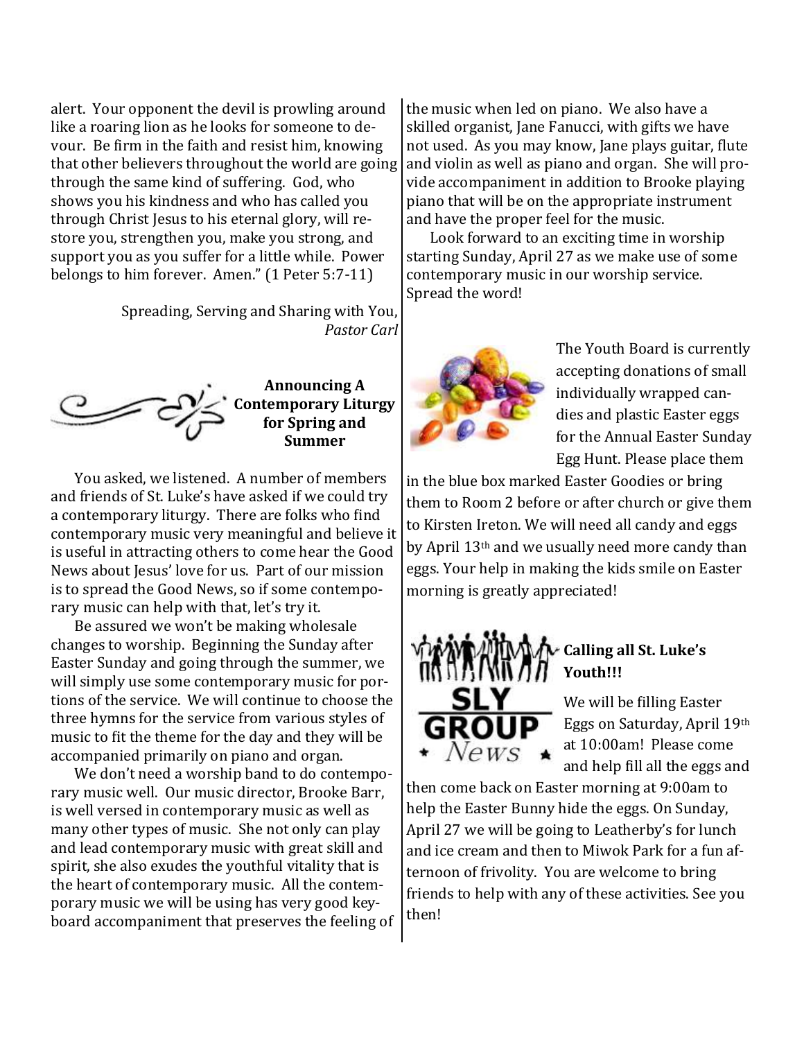alert. Your opponent the devil is prowling around like a roaring lion as he looks for someone to devour. Be firm in the faith and resist him, knowing that other believers throughout the world are going through the same kind of suffering. God, who shows you his kindness and who has called you through Christ Jesus to his eternal glory, will restore you, strengthen you, make you strong, and support you as you suffer for a little while. Power belongs to him forever. Amen." (1 Peter 5:7-11)

Spreading, Serving and Sharing with You,
*Pastor Carl*

## Announcing A Contemporary Liturgy for Spring and Summer

You asked, we listened. A number of members and friends of St. Luke's have asked if we could try a contemporary liturgy. There are folks who find contemporary music very meaningful and believe it is useful in attracting others to come hear the Good News about Jesus' love for us. Part of our mission is to spread the Good News, so if some contemporary music can help with that, let's try it.

Be assured we won't be making wholesale changes to worship. Beginning the Sunday after Easter Sunday and going through the summer, we will simply use some contemporary music for portions of the service. We will continue to choose the three hymns for the service from various styles of music to fit the theme for the day and they will be accompanied primarily on piano and organ.

We don't need a worship band to do contemporary music well. Our music director, Brooke Barr, is well versed in contemporary music as well as many other types of music. She not only can play and lead contemporary music with great skill and spirit, she also exudes the youthful vitality that is the heart of contemporary music. All the contemporary music we will be using has very good keyboard accompaniment that preserves the feeling of the music when led on piano. We also have a skilled organist, Jane Fanucci, with gifts we have not used. As you may know, Jane plays guitar, flute and violin as well as piano and organ. She will provide accompaniment in addition to Brooke playing piano that will be on the appropriate instrument and have the proper feel for the music.

Look forward to an exciting time in worship starting Sunday, April 27 as we make use of some contemporary music in our worship service. Spread the word!

The Youth Board is currently accepting donations of small individually wrapped candies and plastic Easter eggs for the Annual Easter Sunday Egg Hunt. Please place them in the blue box marked Easter Goodies or bring them to Room 2 before or after church or give them to Kirsten Ireton. We will need all candy and eggs by April 13th and we usually need more candy than eggs. Your help in making the kids smile on Easter morning is greatly appreciated!

**SLY GROUP News**

### Calling all St. Luke's Youth!!!

We will be filling Easter Eggs on Saturday, April 19th at 10:00am! Please come and help fill all the eggs and then come back on Easter morning at 9:00am to help the Easter Bunny hide the eggs. On Sunday, April 27 we will be going to Leatherby's for lunch and ice cream and then to Miwok Park for a fun afternoon of frivolity. You are welcome to bring friends to help with any of these activities. See you then!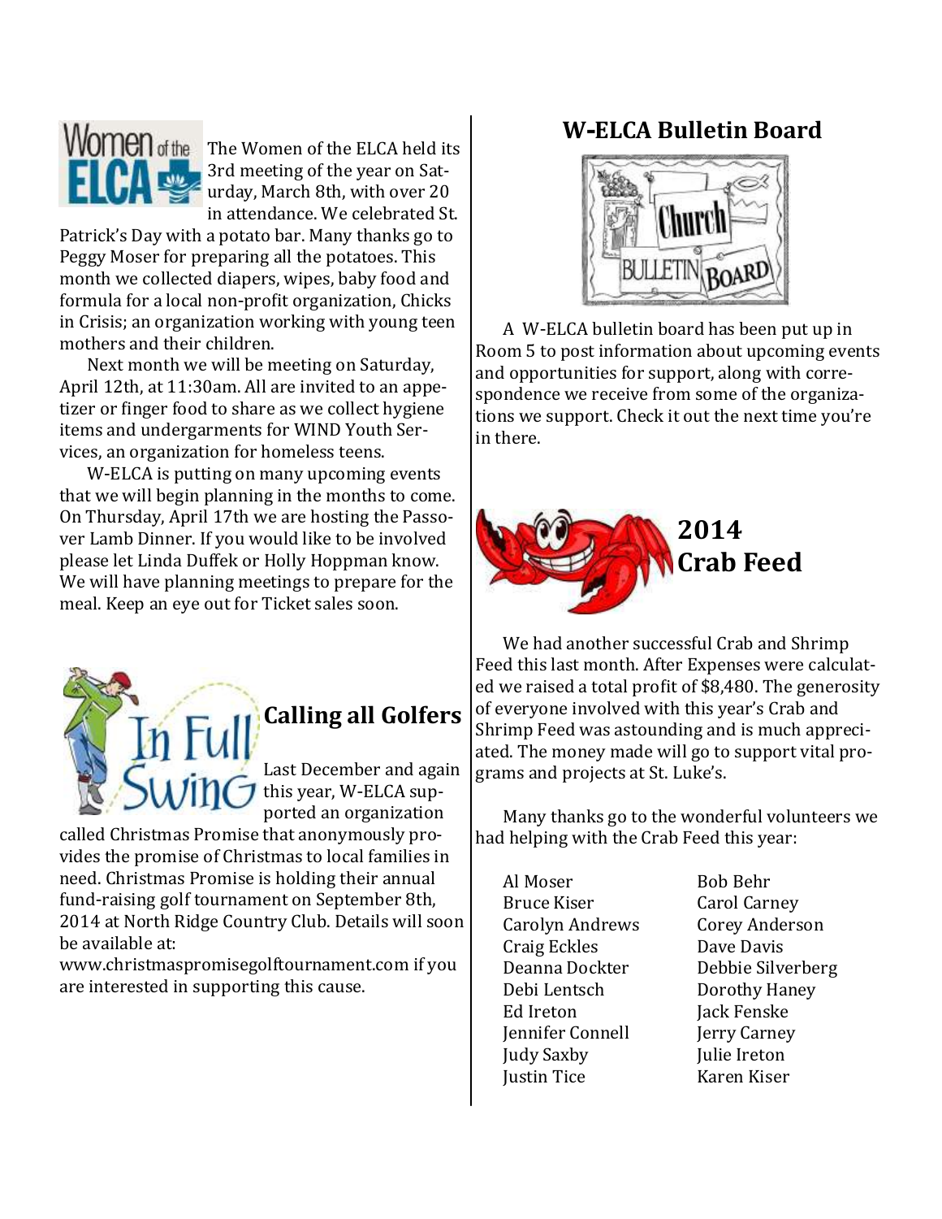The Women of the ELCA held its 3rd meeting of the year on Saturday, March 8th, with over 20 in attendance. We celebrated St. Patrick's Day with a potato bar. Many thanks go to Peggy Moser for preparing all the potatoes. This month we collected diapers, wipes, baby food and formula for a local non-profit organization, Chicks in Crisis; an organization working with young teen mothers and their children.

Next month we will be meeting on Saturday, April 12th, at 11:30am. All are invited to an appetizer or finger food to share as we collect hygiene items and undergarments for WIND Youth Services, an organization for homeless teens.

W-ELCA is putting on many upcoming events that we will begin planning in the months to come. On Thursday, April 17th we are hosting the Passover Lamb Dinner. If you would like to be involved please let Linda Duffek or Holly Hoppman know. We will have planning meetings to prepare for the meal. Keep an eye out for Ticket sales soon.

## Calling all Golfers

Last December and again this year, W-ELCA supported an organization called Christmas Promise that anonymously provides the promise of Christmas to local families in need. Christmas Promise is holding their annual fund-raising golf tournament on September 8th, 2014 at North Ridge Country Club. Details will soon be available at: www.christmaspromisegolftournament.com if you are interested in supporting this cause.

## W-ELCA Bulletin Board

A W-ELCA bulletin board has been put up in Room 5 to post information about upcoming events and opportunities for support, along with correspondence we receive from some of the organizations we support. Check it out the next time you're in there.

## 2014 Crab Feed

We had another successful Crab and Shrimp Feed this last month. After Expenses were calculated we raised a total profit of $8,480. The generosity of everyone involved with this year's Crab and Shrimp Feed was astounding and is much appreciated. The money made will go to support vital programs and projects at St. Luke's.

Many thanks go to the wonderful volunteers we had helping with the Crab Feed this year:

- Al Moser
- Bob Behr
- Bruce Kiser
- Carol Carney
- Carolyn Andrews
- Corey Anderson
- Craig Eckles
- Dave Davis
- Deanna Dockter
- Debbie Silverberg
- Debi Lentsch
- Dorothy Haney
- Ed Ireton
- Jack Fenske
- Jennifer Connell
- Jerry Carney
- Judy Saxby
- Julie Ireton
- Justin Tice
- Karen Kiser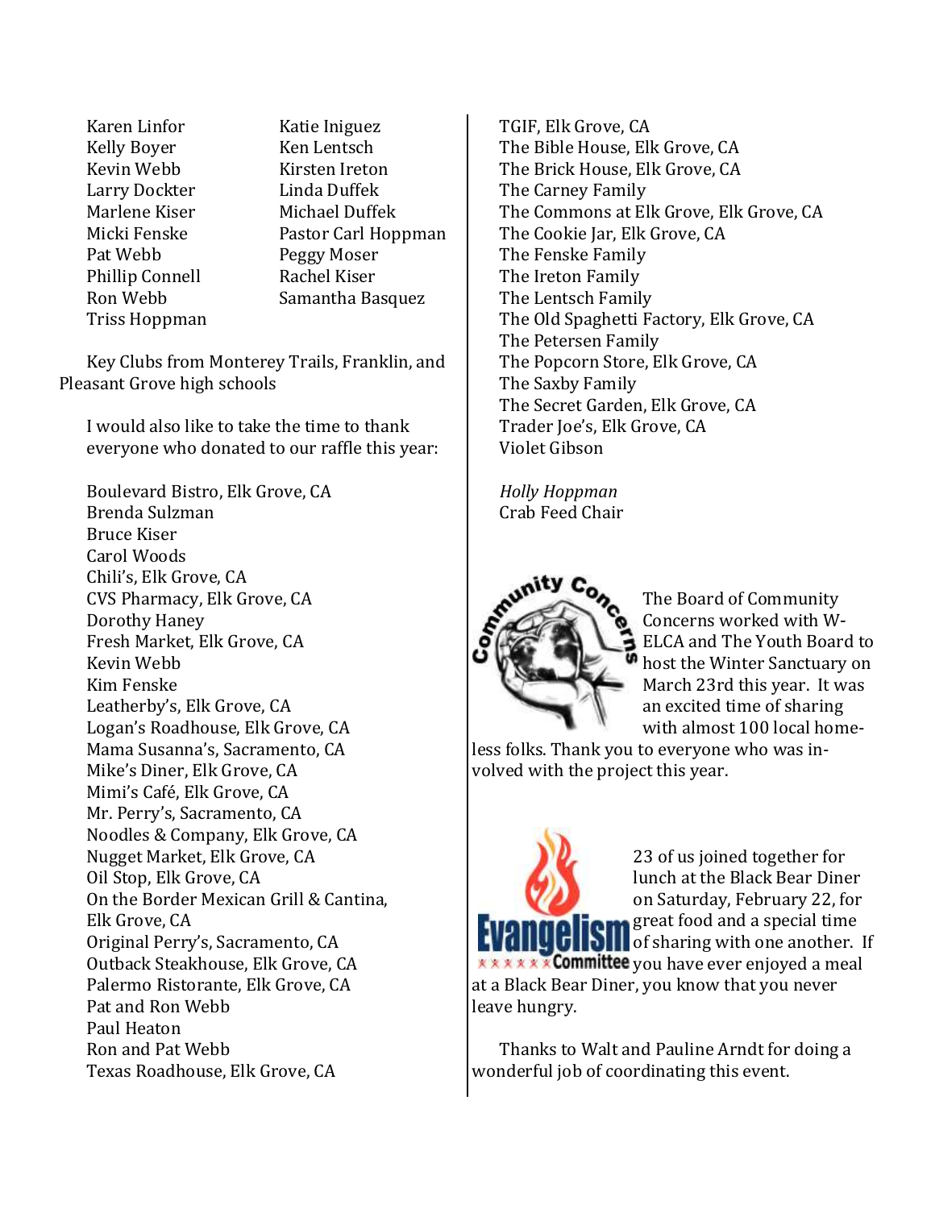Karen Linfor
Kelly Boyer
Kevin Webb
Larry Dockter
Marlene Kiser
Micki Fenske
Pat Webb
Phillip Connell
Ron Webb
Triss Hoppman
Katie Iniguez
Ken Lentsch
Kirsten Ireton
Linda Duffek
Michael Duffek
Pastor Carl Hoppman
Peggy Moser
Rachel Kiser
Samantha Basquez

Key Clubs from Monterey Trails, Franklin, and Pleasant Grove high schools

I would also like to take the time to thank everyone who donated to our raffle this year:

Boulevard Bistro, Elk Grove, CA
Brenda Sulzman
Bruce Kiser
Carol Woods
Chili's, Elk Grove, CA
CVS Pharmacy, Elk Grove, CA
Dorothy Haney
Fresh Market, Elk Grove, CA
Kevin Webb
Kim Fenske
Leatherby's, Elk Grove, CA
Logan's Roadhouse, Elk Grove, CA
Mama Susanna's, Sacramento, CA
Mike's Diner, Elk Grove, CA
Mimi's Café, Elk Grove, CA
Mr. Perry's, Sacramento, CA
Noodles & Company, Elk Grove, CA
Nugget Market, Elk Grove, CA
Oil Stop, Elk Grove, CA
On the Border Mexican Grill & Cantina, Elk Grove, CA
Original Perry's, Sacramento, CA
Outback Steakhouse, Elk Grove, CA
Palermo Ristorante, Elk Grove, CA
Pat and Ron Webb
Paul Heaton
Ron and Pat Webb
Texas Roadhouse, Elk Grove, CA
TGIF, Elk Grove, CA
The Bible House, Elk Grove, CA
The Brick House, Elk Grove, CA
The Carney Family
The Commons at Elk Grove, Elk Grove, CA
The Cookie Jar, Elk Grove, CA
The Fenske Family
The Ireton Family
The Lentsch Family
The Old Spaghetti Factory, Elk Grove, CA
The Petersen Family
The Popcorn Store, Elk Grove, CA
The Saxby Family
The Secret Garden, Elk Grove, CA
Trader Joe's, Elk Grove, CA
Violet Gibson

*Holly Hoppman*
Crab Feed Chair

The Board of Community Concerns worked with W-ELCA and The Youth Board to host the Winter Sanctuary on March 23rd this year. It was an excited time of sharing with almost 100 local homeless folks. Thank you to everyone who was involved with the project this year.

23 of us joined together for lunch at the Black Bear Diner on Saturday, February 22, for great food and a special time of sharing with one another. If you have ever enjoyed a meal at a Black Bear Diner, you know that you never leave hungry.

Thanks to Walt and Pauline Arndt for doing a wonderful job of coordinating this event.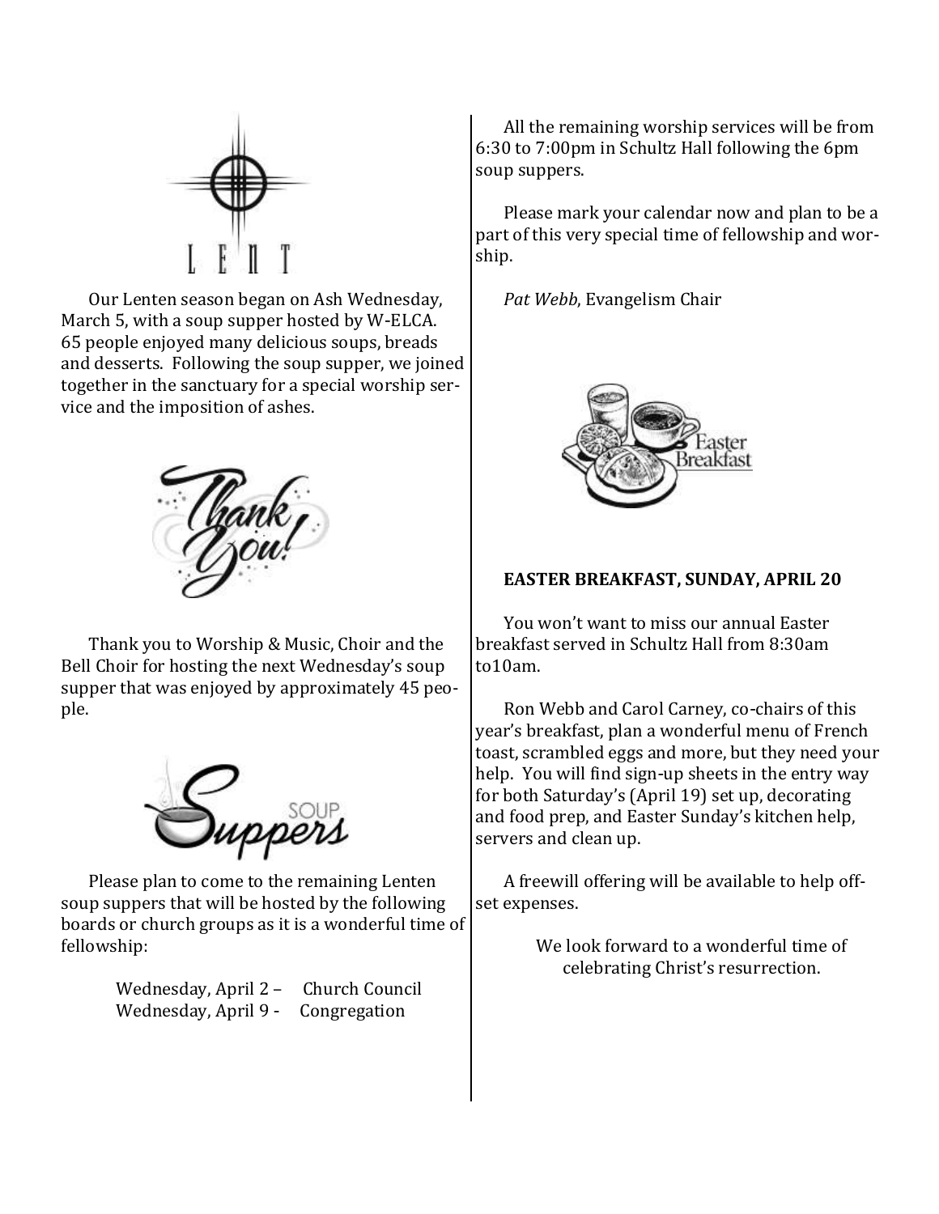Our Lenten season began on Ash Wednesday, March 5, with a soup supper hosted by W-ELCA. 65 people enjoyed many delicious soups, breads and desserts. Following the soup supper, we joined together in the sanctuary for a special worship service and the imposition of ashes.

Thank you to Worship & Music, Choir and the Bell Choir for hosting the next Wednesday's soup supper that was enjoyed by approximately 45 people.

Please plan to come to the remaining Lenten soup suppers that will be hosted by the following boards or church groups as it is a wonderful time of fellowship:

Wednesday, April 2 – Church Council
Wednesday, April 9 - Congregation

All the remaining worship services will be from 6:30 to 7:00pm in Schultz Hall following the 6pm soup suppers.

Please mark your calendar now and plan to be a part of this very special time of fellowship and worship.

*Pat Webb*, Evangelism Chair

**EASTER BREAKFAST, SUNDAY, APRIL 20**

You won't want to miss our annual Easter breakfast served in Schultz Hall from 8:30am to10am.

Ron Webb and Carol Carney, co-chairs of this year's breakfast, plan a wonderful menu of French toast, scrambled eggs and more, but they need your help. You will find sign-up sheets in the entry way for both Saturday's (April 19) set up, decorating and food prep, and Easter Sunday's kitchen help, servers and clean up.

A freewill offering will be available to help offset expenses.

We look forward to a wonderful time of celebrating Christ's resurrection.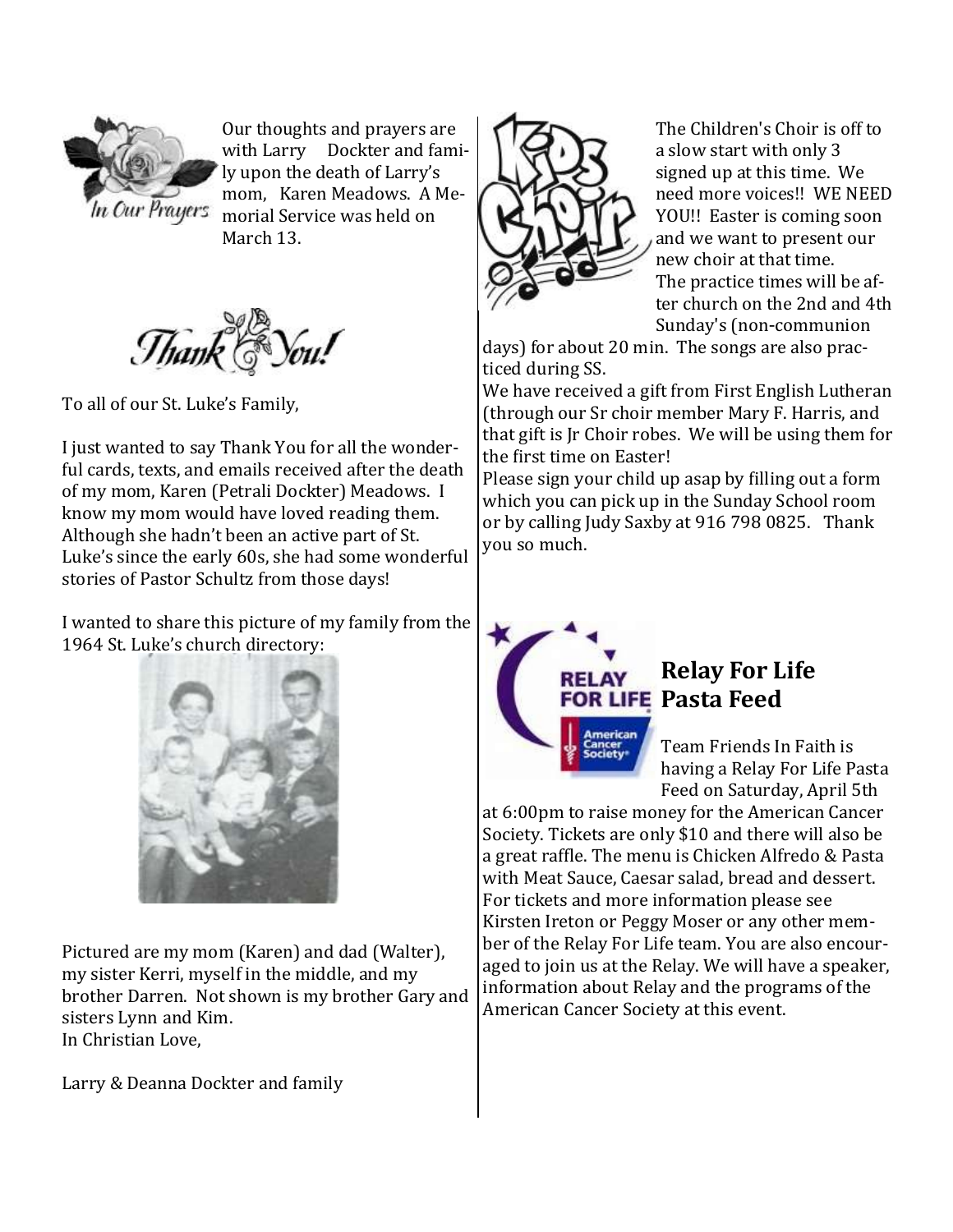In Our Prayers

Our thoughts and prayers are with Larry Dockter and family upon the death of Larry's mom, Karen Meadows. A Memorial Service was held on March 13.

## Thank You!

To all of our St. Luke's Family,

I just wanted to say Thank You for all the wonderful cards, texts, and emails received after the death of my mom, Karen (Petrali Dockter) Meadows. I know my mom would have loved reading them. Although she hadn't been an active part of St. Luke's since the early 60s, she had some wonderful stories of Pastor Schultz from those days!

I wanted to share this picture of my family from the 1964 St. Luke's church directory:

Pictured are my mom (Karen) and dad (Walter), my sister Kerri, myself in the middle, and my brother Darren. Not shown is my brother Gary and sisters Lynn and Kim.
In Christian Love,

Larry & Deanna Dockter and family

## Kids Choir

The Children's Choir is off to a slow start with only 3 signed up at this time. We need more voices!! WE NEED YOU!! Easter is coming soon and we want to present our new choir at that time.
The practice times will be after church on the 2nd and 4th Sunday's (non-communion days) for about 20 min. The songs are also practiced during SS.
We have received a gift from First English Lutheran (through our Sr choir member Mary F. Harris, and that gift is Jr Choir robes. We will be using them for the first time on Easter!
Please sign your child up asap by filling out a form which you can pick up in the Sunday School room or by calling Judy Saxby at 916 798 0825. Thank you so much.

## Relay For Life Pasta Feed

Team Friends In Faith is having a Relay For Life Pasta Feed on Saturday, April 5th at 6:00pm to raise money for the American Cancer Society. Tickets are only $10 and there will also be a great raffle. The menu is Chicken Alfredo & Pasta with Meat Sauce, Caesar salad, bread and dessert. For tickets and more information please see Kirsten Ireton or Peggy Moser or any other member of the Relay For Life team. You are also encouraged to join us at the Relay. We will have a speaker, information about Relay and the programs of the American Cancer Society at this event.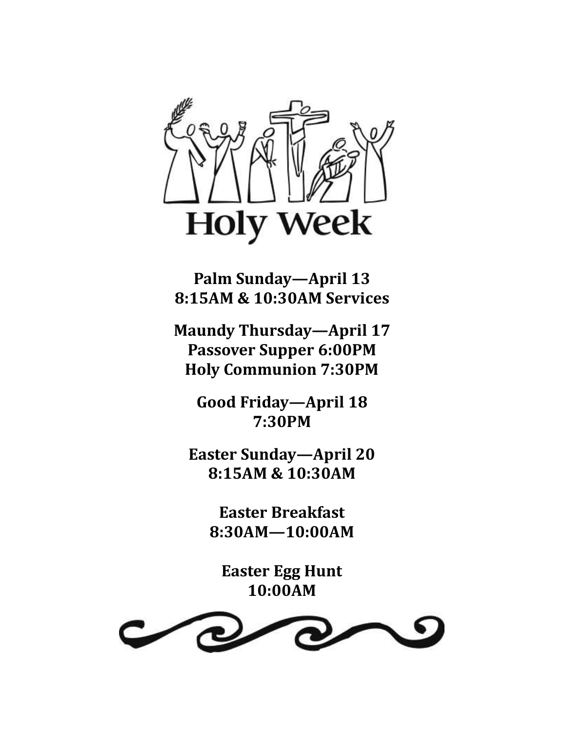# Holy Week

**Palm Sunday—April 13**
**8:15AM & 10:30AM Services**

**Maundy Thursday—April 17**
**Passover Supper 6:00PM**
**Holy Communion 7:30PM**

**Good Friday—April 18**
**7:30PM**

**Easter Sunday—April 20**
**8:15AM & 10:30AM**

**Easter Breakfast**
**8:30AM—10:00AM**

**Easter Egg Hunt**
**10:00AM**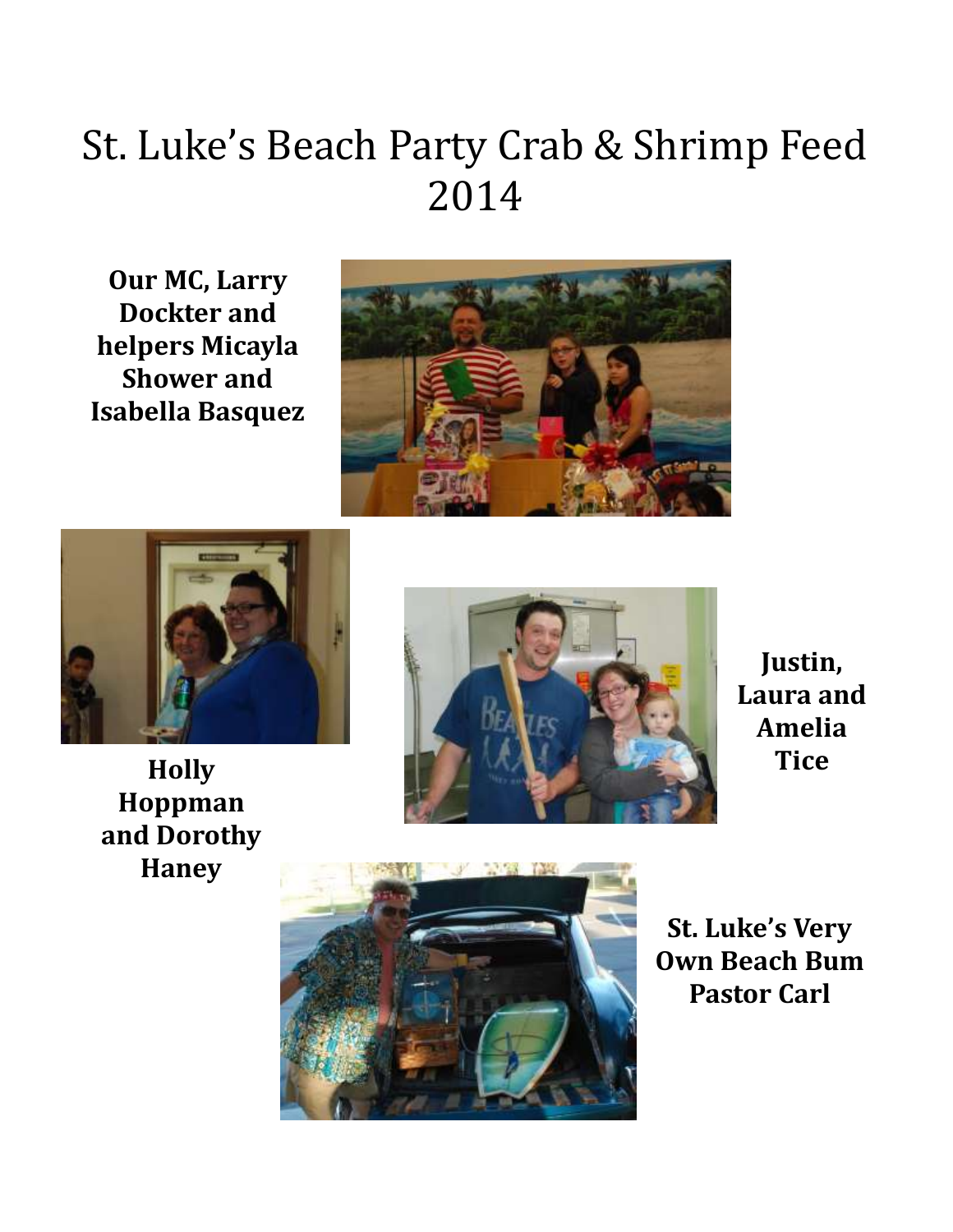# St. Luke's Beach Party Crab & Shrimp Feed 2014

**Our MC, Larry Dockter and helpers Micayla Shower and Isabella Basquez**

**Holly Hoppman and Dorothy Haney**

**Justin, Laura and Amelia Tice**

**St. Luke's Very Own Beach Bum Pastor Carl**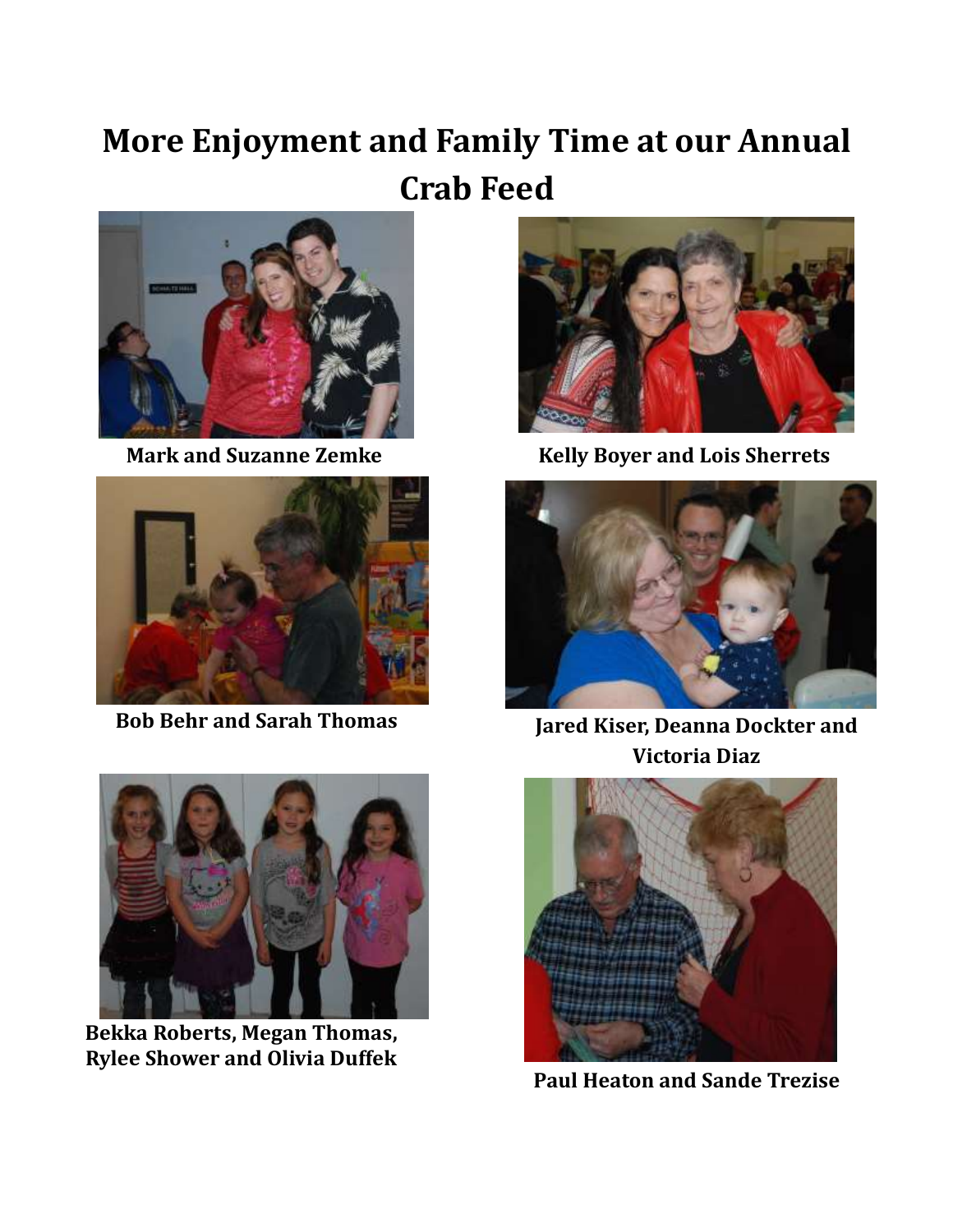# More Enjoyment and Family Time at our Annual Crab Feed

**Mark and Suzanne Zemke**

**Kelly Boyer and Lois Sherrets**

**Bob Behr and Sarah Thomas**

**Jared Kiser, Deanna Dockter and Victoria Diaz**

**Bekka Roberts, Megan Thomas, Rylee Shower and Olivia Duffek**

**Paul Heaton and Sande Trezise**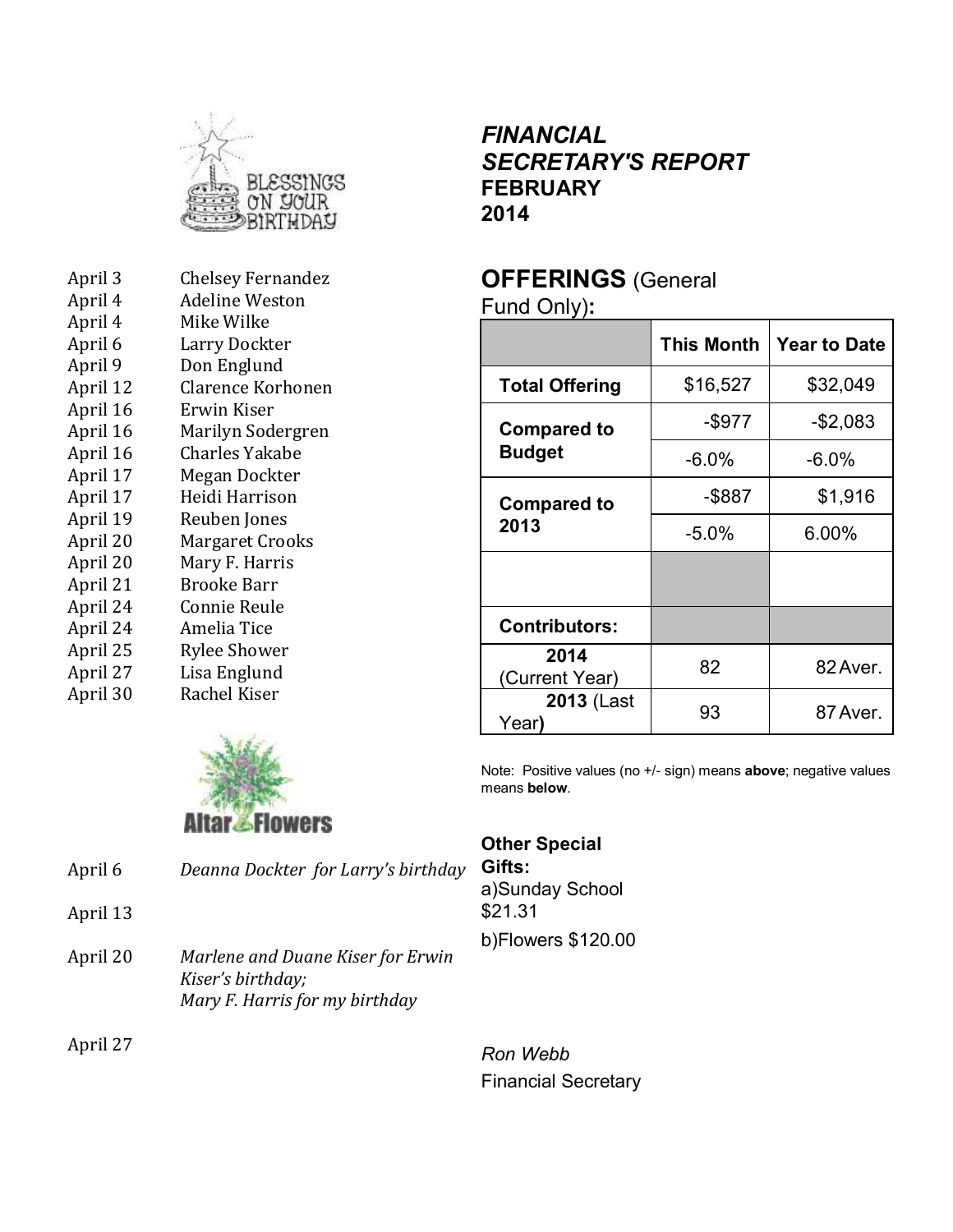BLESSINGS ON YOUR BIRTHDAY

| | |
|---|---|
| April 3 | Chelsey Fernandez |
| April 4 | Adeline Weston |
| April 4 | Mike Wilke |
| April 6 | Larry Dockter |
| April 9 | Don Englund |
| April 12 | Clarence Korhonen |
| April 16 | Erwin Kiser |
| April 16 | Marilyn Sodergren |
| April 16 | Charles Yakabe |
| April 17 | Megan Dockter |
| April 17 | Heidi Harrison |
| April 19 | Reuben Jones |
| April 20 | Margaret Crooks |
| April 20 | Mary F. Harris |
| April 21 | Brooke Barr |
| April 24 | Connie Reule |
| April 24 | Amelia Tice |
| April 25 | Rylee Shower |
| April 27 | Lisa Englund |
| April 30 | Rachel Kiser |

Altar Flowers

| | |
|---|---|
| April 6 | *Deanna Dockter for Larry's birthday* |
| April 13 | |
| April 20 | *Marlene and Duane Kiser for Erwin Kiser's birthday;* *Mary F. Harris for my birthday* |
| April 27 | |

## *FINANCIAL SECRETARY'S REPORT*
## FEBRUARY 2014

## OFFERINGS (General Fund Only):

| | This Month | Year to Date |
|---|---|---|
| **Total Offering** | $16,527 | $32,049 |
| **Compared to Budget** | -$977 | -$2,083 |
| | -6.0% | -6.0% |
| **Compared to 2013** | -$887 | $1,916 |
| | -5.0% | 6.00% |
| | | |
| **Contributors:** | | |
| **2014** (Current Year) | 82 | 82 Aver. |
| **2013** (Last Year) | 93 | 87 Aver. |

Note: Positive values (no +/- sign) means **above**; negative values means **below**.

**Other Special Gifts:**

a)Sunday School $21.31

b)Flowers $120.00

*Ron Webb*
Financial Secretary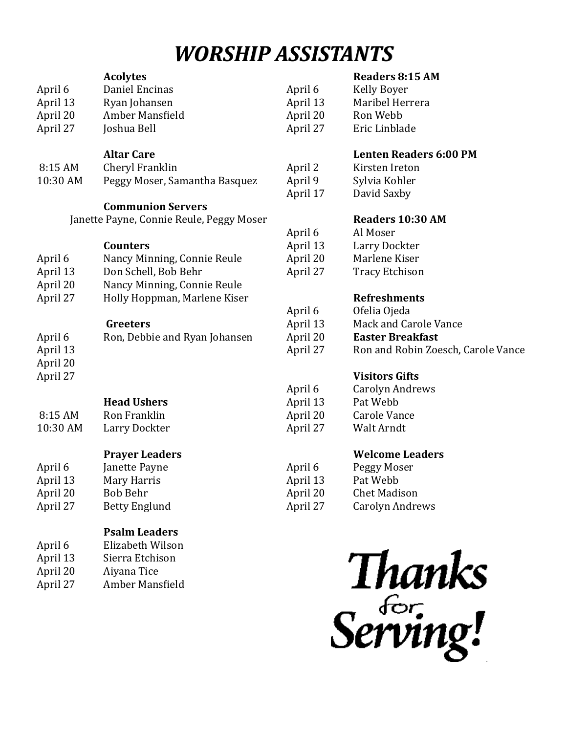# *WORSHIP ASSISTANTS*

### Acolytes

| | |
|---|---|
| April 6 | Daniel Encinas |
| April 13 | Ryan Johansen |
| April 20 | Amber Mansfield |
| April 27 | Joshua Bell |

### Altar Care

| | |
|---|---|
| 8:15 AM | Cheryl Franklin |
| 10:30 AM | Peggy Moser, Samantha Basquez |

### Communion Servers

Janette Payne, Connie Reule, Peggy Moser

### Counters

| | |
|---|---|
| April 6 | Nancy Minning, Connie Reule |
| April 13 | Don Schell, Bob Behr |
| April 20 | Nancy Minning, Connie Reule |
| April 27 | Holly Hoppman, Marlene Kiser |

### Greeters

| | |
|---|---|
| April 6 | Ron, Debbie and Ryan Johansen |
| April 13 | |
| April 20 | |
| April 27 | |

### Head Ushers

| | |
|---|---|
| 8:15 AM | Ron Franklin |
| 10:30 AM | Larry Dockter |

### Prayer Leaders

| | |
|---|---|
| April 6 | Janette Payne |
| April 13 | Mary Harris |
| April 20 | Bob Behr |
| April 27 | Betty Englund |

### Psalm Leaders

| | |
|---|---|
| April 6 | Elizabeth Wilson |
| April 13 | Sierra Etchison |
| April 20 | Aiyana Tice |
| April 27 | Amber Mansfield |

### Readers 8:15 AM

| | |
|---|---|
| April 6 | Kelly Boyer |
| April 13 | Maribel Herrera |
| April 20 | Ron Webb |
| April 27 | Eric Linblade |

### Lenten Readers 6:00 PM

| | |
|---|---|
| April 2 | Kirsten Ireton |
| April 9 | Sylvia Kohler |
| April 17 | David Saxby |

### Readers 10:30 AM

| | |
|---|---|
| April 6 | Al Moser |
| April 13 | Larry Dockter |
| April 20 | Marlene Kiser |
| April 27 | Tracy Etchison |

### Refreshments

| | |
|---|---|
| April 6 | Ofelia Ojeda |
| April 13 | Mack and Carole Vance |
| April 20 | **Easter Breakfast** |
| April 27 | Ron and Robin Zoesch, Carole Vance |

### Visitors Gifts

| | |
|---|---|
| April 6 | Carolyn Andrews |
| April 13 | Pat Webb |
| April 20 | Carole Vance |
| April 27 | Walt Arndt |

### Welcome Leaders

| | |
|---|---|
| April 6 | Peggy Moser |
| April 13 | Pat Webb |
| April 20 | Chet Madison |
| April 27 | Carolyn Andrews |

Thanks for Serving!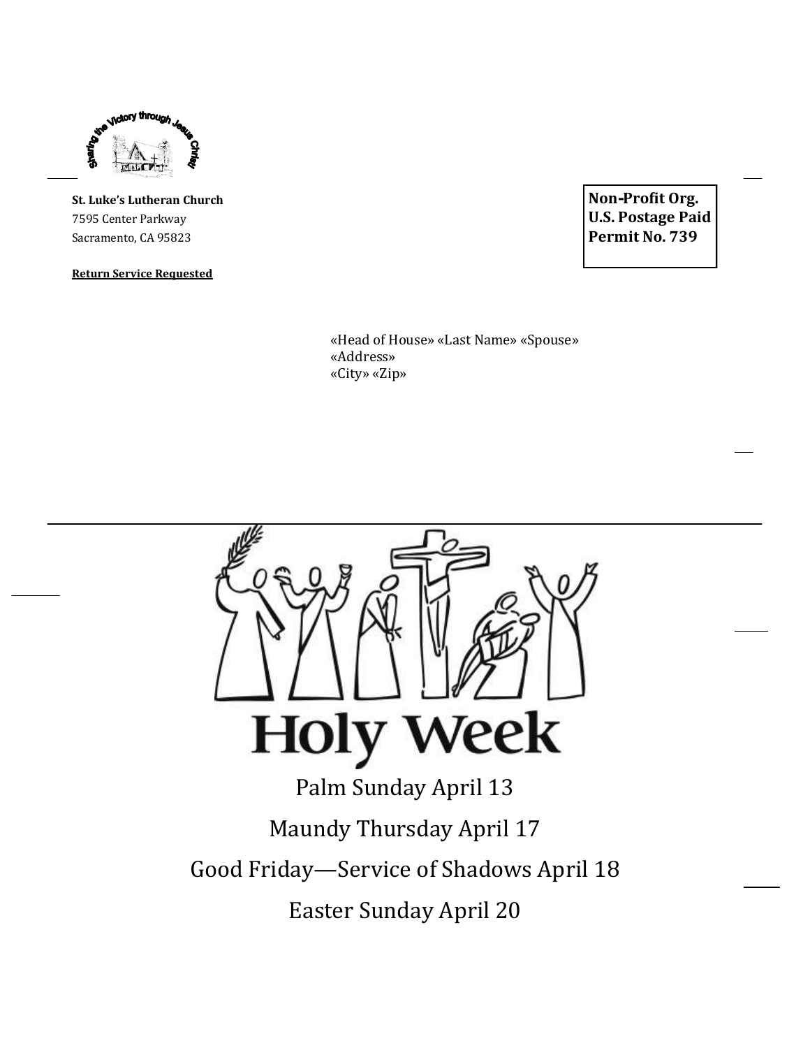**St. Luke's Lutheran Church**
7595 Center Parkway
Sacramento, CA 95823

**Return Service Requested**

**Non-Profit Org.**
**U.S. Postage Paid**
**Permit No. 739**

«Head of House» «Last Name» «Spouse»
«Address»
«City» «Zip»

# Holy Week

Palm Sunday April 13

Maundy Thursday April 17

Good Friday—Service of Shadows April 18

Easter Sunday April 20